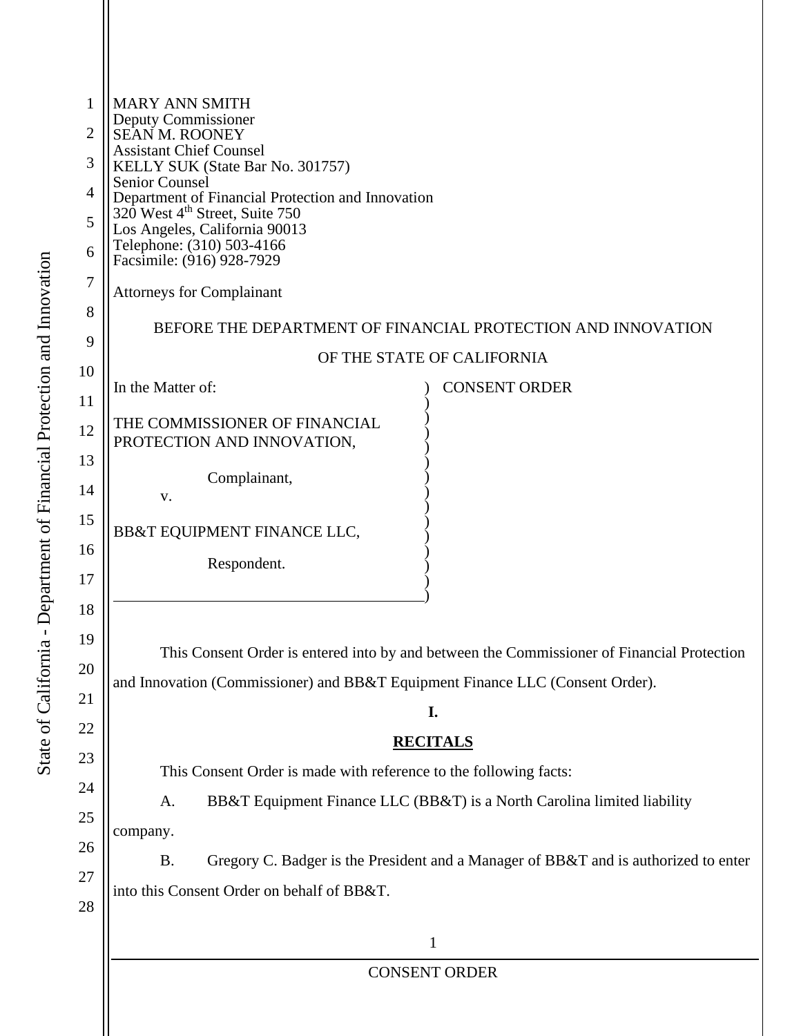MARY ANN SMITH
Deputy Commissioner
SEAN M. ROONEY
Assistant Chief Counsel
KELLY SUK (State Bar No. 301757)
Senior Counsel
Department of Financial Protection and Innovation
320 West 4th Street, Suite 750
Los Angeles, California 90013
Telephone: (310) 503-4166
Facsimile: (916) 928-7929

Attorneys for Complainant

BEFORE THE DEPARTMENT OF FINANCIAL PROTECTION AND INNOVATION

OF THE STATE OF CALIFORNIA

| | |
|---|---|
| In the Matter of:<br><br>THE COMMISSIONER OF FINANCIAL PROTECTION AND INNOVATION,<br><br>Complainant,<br>v.<br><br>BB&T EQUIPMENT FINANCE LLC,<br><br>Respondent. | CONSENT ORDER |

This Consent Order is entered into by and between the Commissioner of Financial Protection and Innovation (Commissioner) and BB&T Equipment Finance LLC (Consent Order).

## I.

## RECITALS

This Consent Order is made with reference to the following facts:

A. BB&T Equipment Finance LLC (BB&T) is a North Carolina limited liability company.

B. Gregory C. Badger is the President and a Manager of BB&T and is authorized to enter into this Consent Order on behalf of BB&T.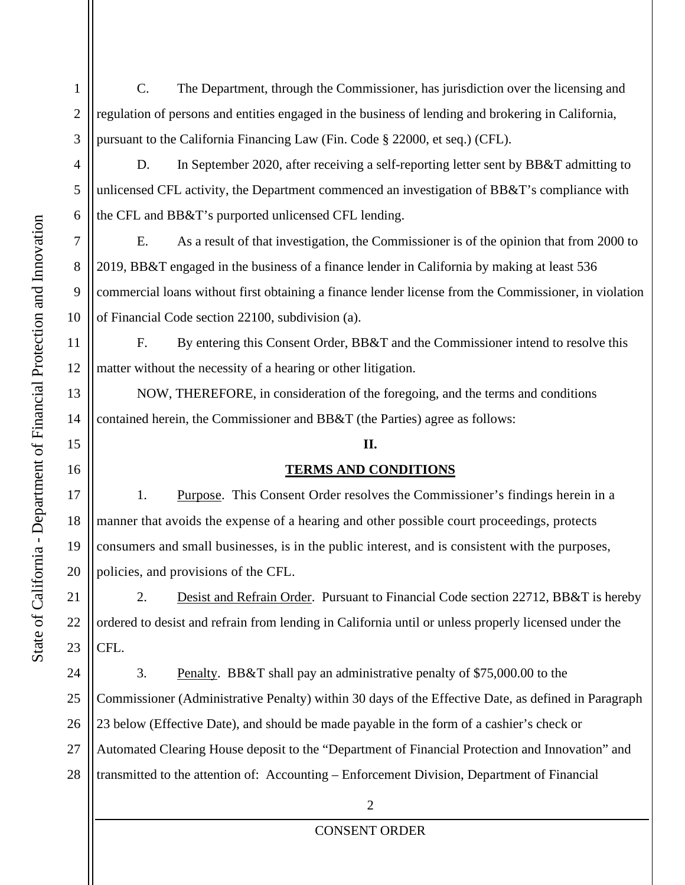C. The Department, through the Commissioner, has jurisdiction over the licensing and regulation of persons and entities engaged in the business of lending and brokering in California, pursuant to the California Financing Law (Fin. Code § 22000, et seq.) (CFL).

D. In September 2020, after receiving a self-reporting letter sent by BB&T admitting to unlicensed CFL activity, the Department commenced an investigation of BB&T's compliance with the CFL and BB&T's purported unlicensed CFL lending.

E. As a result of that investigation, the Commissioner is of the opinion that from 2000 to 2019, BB&T engaged in the business of a finance lender in California by making at least 536 commercial loans without first obtaining a finance lender license from the Commissioner, in violation of Financial Code section 22100, subdivision (a).

F. By entering this Consent Order, BB&T and the Commissioner intend to resolve this matter without the necessity of a hearing or other litigation.

NOW, THEREFORE, in consideration of the foregoing, and the terms and conditions contained herein, the Commissioner and BB&T (the Parties) agree as follows:

## II.

## TERMS AND CONDITIONS

1. Purpose. This Consent Order resolves the Commissioner's findings herein in a manner that avoids the expense of a hearing and other possible court proceedings, protects consumers and small businesses, is in the public interest, and is consistent with the purposes, policies, and provisions of the CFL.

2. Desist and Refrain Order. Pursuant to Financial Code section 22712, BB&T is hereby ordered to desist and refrain from lending in California until or unless properly licensed under the CFL.

3. Penalty. BB&T shall pay an administrative penalty of $75,000.00 to the Commissioner (Administrative Penalty) within 30 days of the Effective Date, as defined in Paragraph 23 below (Effective Date), and should be made payable in the form of a cashier's check or Automated Clearing House deposit to the "Department of Financial Protection and Innovation" and transmitted to the attention of: Accounting – Enforcement Division, Department of Financial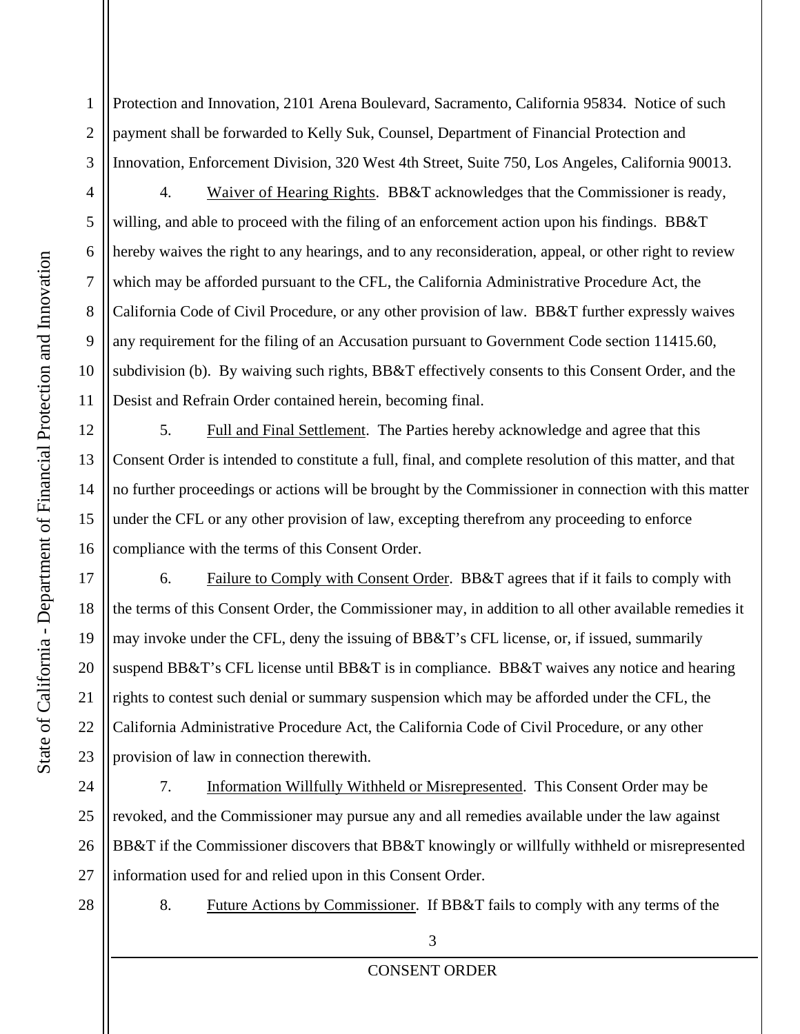Protection and Innovation, 2101 Arena Boulevard, Sacramento, California 95834. Notice of such payment shall be forwarded to Kelly Suk, Counsel, Department of Financial Protection and Innovation, Enforcement Division, 320 West 4th Street, Suite 750, Los Angeles, California 90013.

4. Waiver of Hearing Rights. BB&T acknowledges that the Commissioner is ready, willing, and able to proceed with the filing of an enforcement action upon his findings. BB&T hereby waives the right to any hearings, and to any reconsideration, appeal, or other right to review which may be afforded pursuant to the CFL, the California Administrative Procedure Act, the California Code of Civil Procedure, or any other provision of law. BB&T further expressly waives any requirement for the filing of an Accusation pursuant to Government Code section 11415.60, subdivision (b). By waiving such rights, BB&T effectively consents to this Consent Order, and the Desist and Refrain Order contained herein, becoming final.

5. Full and Final Settlement. The Parties hereby acknowledge and agree that this Consent Order is intended to constitute a full, final, and complete resolution of this matter, and that no further proceedings or actions will be brought by the Commissioner in connection with this matter under the CFL or any other provision of law, excepting therefrom any proceeding to enforce compliance with the terms of this Consent Order.

6. Failure to Comply with Consent Order. BB&T agrees that if it fails to comply with the terms of this Consent Order, the Commissioner may, in addition to all other available remedies it may invoke under the CFL, deny the issuing of BB&T's CFL license, or, if issued, summarily suspend BB&T's CFL license until BB&T is in compliance. BB&T waives any notice and hearing rights to contest such denial or summary suspension which may be afforded under the CFL, the California Administrative Procedure Act, the California Code of Civil Procedure, or any other provision of law in connection therewith.

7. Information Willfully Withheld or Misrepresented. This Consent Order may be revoked, and the Commissioner may pursue any and all remedies available under the law against BB&T if the Commissioner discovers that BB&T knowingly or willfully withheld or misrepresented information used for and relied upon in this Consent Order.

8. Future Actions by Commissioner. If BB&T fails to comply with any terms of the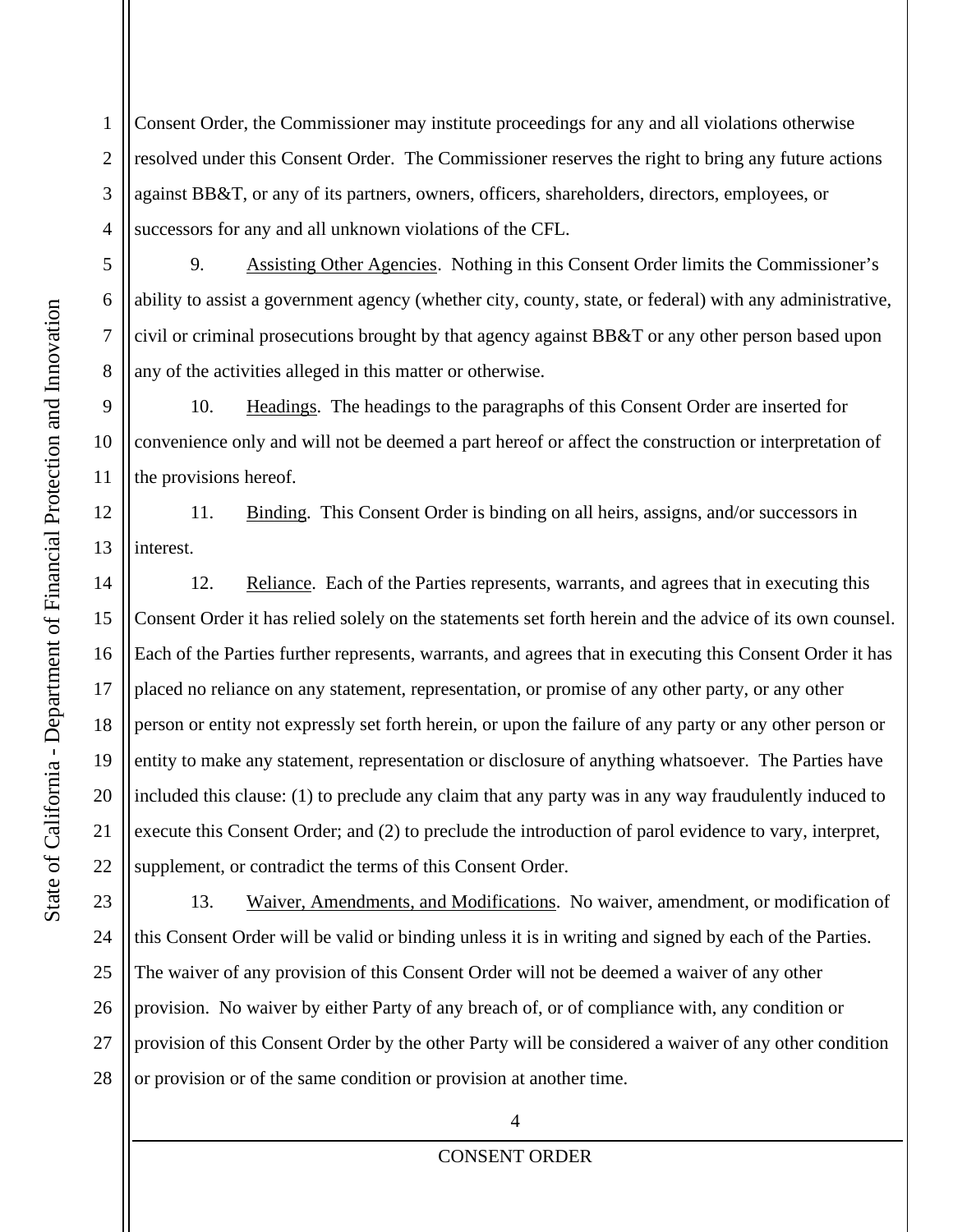Consent Order, the Commissioner may institute proceedings for any and all violations otherwise resolved under this Consent Order. The Commissioner reserves the right to bring any future actions against BB&T, or any of its partners, owners, officers, shareholders, directors, employees, or successors for any and all unknown violations of the CFL.

9. Assisting Other Agencies. Nothing in this Consent Order limits the Commissioner's ability to assist a government agency (whether city, county, state, or federal) with any administrative, civil or criminal prosecutions brought by that agency against BB&T or any other person based upon any of the activities alleged in this matter or otherwise.

10. Headings. The headings to the paragraphs of this Consent Order are inserted for convenience only and will not be deemed a part hereof or affect the construction or interpretation of the provisions hereof.

11. Binding. This Consent Order is binding on all heirs, assigns, and/or successors in interest.

12. Reliance. Each of the Parties represents, warrants, and agrees that in executing this Consent Order it has relied solely on the statements set forth herein and the advice of its own counsel. Each of the Parties further represents, warrants, and agrees that in executing this Consent Order it has placed no reliance on any statement, representation, or promise of any other party, or any other person or entity not expressly set forth herein, or upon the failure of any party or any other person or entity to make any statement, representation or disclosure of anything whatsoever. The Parties have included this clause: (1) to preclude any claim that any party was in any way fraudulently induced to execute this Consent Order; and (2) to preclude the introduction of parol evidence to vary, interpret, supplement, or contradict the terms of this Consent Order.

13. Waiver, Amendments, and Modifications. No waiver, amendment, or modification of this Consent Order will be valid or binding unless it is in writing and signed by each of the Parties. The waiver of any provision of this Consent Order will not be deemed a waiver of any other provision. No waiver by either Party of any breach of, or of compliance with, any condition or provision of this Consent Order by the other Party will be considered a waiver of any other condition or provision or of the same condition or provision at another time.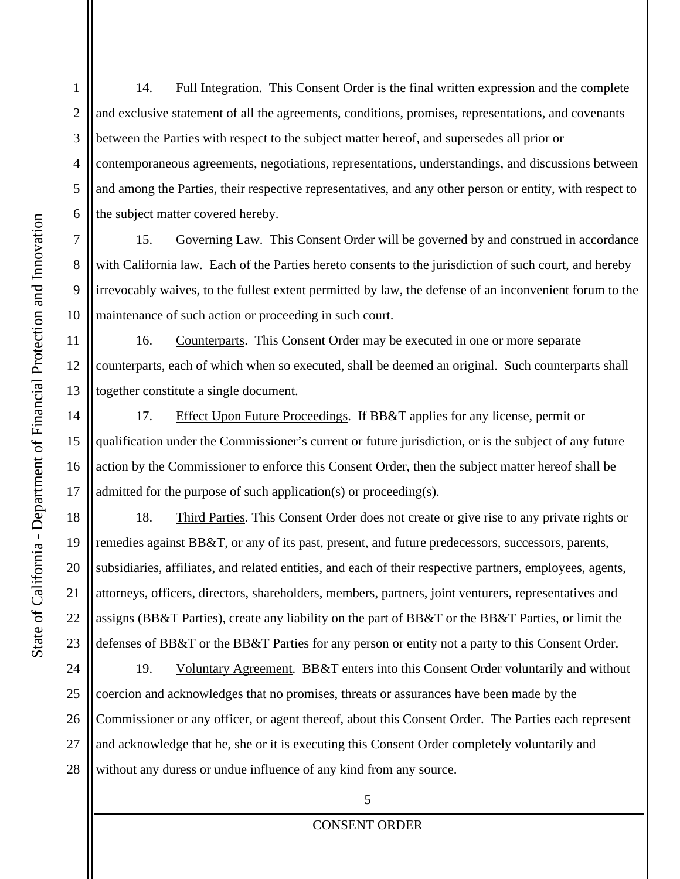14. Full Integration. This Consent Order is the final written expression and the complete and exclusive statement of all the agreements, conditions, promises, representations, and covenants between the Parties with respect to the subject matter hereof, and supersedes all prior or contemporaneous agreements, negotiations, representations, understandings, and discussions between and among the Parties, their respective representatives, and any other person or entity, with respect to the subject matter covered hereby.

15. Governing Law. This Consent Order will be governed by and construed in accordance with California law. Each of the Parties hereto consents to the jurisdiction of such court, and hereby irrevocably waives, to the fullest extent permitted by law, the defense of an inconvenient forum to the maintenance of such action or proceeding in such court.

16. Counterparts. This Consent Order may be executed in one or more separate counterparts, each of which when so executed, shall be deemed an original. Such counterparts shall together constitute a single document.

17. Effect Upon Future Proceedings. If BB&T applies for any license, permit or qualification under the Commissioner's current or future jurisdiction, or is the subject of any future action by the Commissioner to enforce this Consent Order, then the subject matter hereof shall be admitted for the purpose of such application(s) or proceeding(s).

18. Third Parties. This Consent Order does not create or give rise to any private rights or remedies against BB&T, or any of its past, present, and future predecessors, successors, parents, subsidiaries, affiliates, and related entities, and each of their respective partners, employees, agents, attorneys, officers, directors, shareholders, members, partners, joint venturers, representatives and assigns (BB&T Parties), create any liability on the part of BB&T or the BB&T Parties, or limit the defenses of BB&T or the BB&T Parties for any person or entity not a party to this Consent Order.

19. Voluntary Agreement. BB&T enters into this Consent Order voluntarily and without coercion and acknowledges that no promises, threats or assurances have been made by the Commissioner or any officer, or agent thereof, about this Consent Order. The Parties each represent and acknowledge that he, she or it is executing this Consent Order completely voluntarily and without any duress or undue influence of any kind from any source.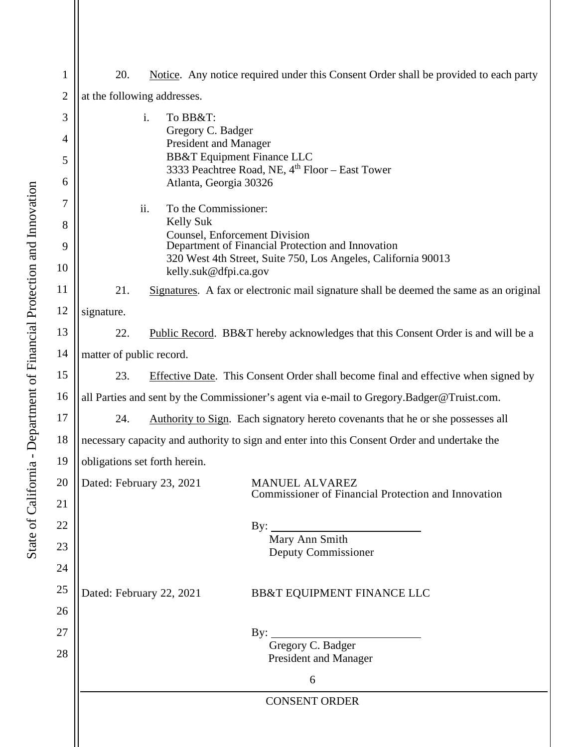20. Notice. Any notice required under this Consent Order shall be provided to each party at the following addresses.

i. To BB&T:
Gregory C. Badger
President and Manager
BB&T Equipment Finance LLC
3333 Peachtree Road, NE, 4th Floor – East Tower
Atlanta, Georgia 30326

ii. To the Commissioner:
Kelly Suk
Counsel, Enforcement Division
Department of Financial Protection and Innovation
320 West 4th Street, Suite 750, Los Angeles, California 90013
kelly.suk@dfpi.ca.gov

21. Signatures. A fax or electronic mail signature shall be deemed the same as an original signature.

22. Public Record. BB&T hereby acknowledges that this Consent Order is and will be a matter of public record.

23. Effective Date. This Consent Order shall become final and effective when signed by all Parties and sent by the Commissioner's agent via e-mail to Gregory.Badger@Truist.com.

24. Authority to Sign. Each signatory hereto covenants that he or she possesses all necessary capacity and authority to sign and enter into this Consent Order and undertake the obligations set forth herein.

Dated: February 23, 2021

MANUEL ALVAREZ
Commissioner of Financial Protection and Innovation

By: ____________________
Mary Ann Smith
Deputy Commissioner

Dated: February 22, 2021

BB&T EQUIPMENT FINANCE LLC

By: ____________________
Gregory C. Badger
President and Manager